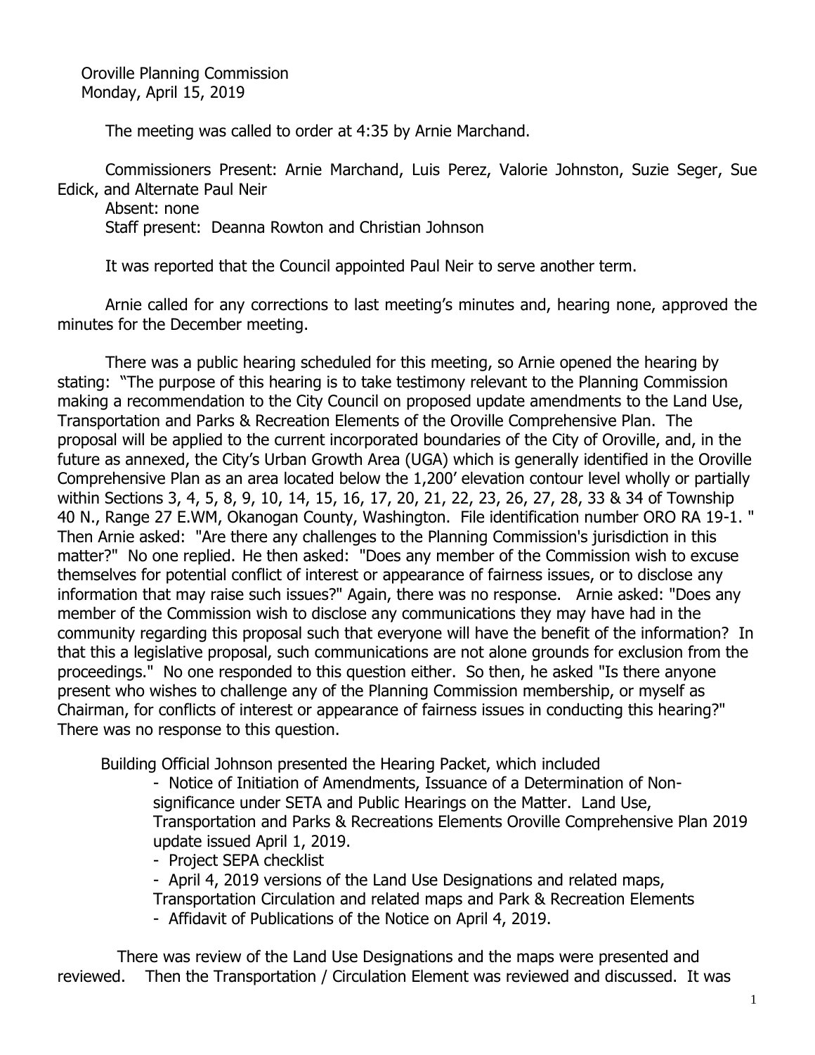Oroville Planning Commission
Monday, April 15, 2019

The meeting was called to order at 4:35 by Arnie Marchand.

Commissioners Present: Arnie Marchand, Luis Perez, Valorie Johnston, Suzie Seger, Sue Edick, and Alternate Paul Neir
Absent: none
Staff present: Deanna Rowton and Christian Johnson

It was reported that the Council appointed Paul Neir to serve another term.

Arnie called for any corrections to last meeting's minutes and, hearing none, approved the minutes for the December meeting.

There was a public hearing scheduled for this meeting, so Arnie opened the hearing by stating: "The purpose of this hearing is to take testimony relevant to the Planning Commission making a recommendation to the City Council on proposed update amendments to the Land Use, Transportation and Parks & Recreation Elements of the Oroville Comprehensive Plan. The proposal will be applied to the current incorporated boundaries of the City of Oroville, and, in the future as annexed, the City's Urban Growth Area (UGA) which is generally identified in the Oroville Comprehensive Plan as an area located below the 1,200' elevation contour level wholly or partially within Sections 3, 4, 5, 8, 9, 10, 14, 15, 16, 17, 20, 21, 22, 23, 26, 27, 28, 33 & 34 of Township 40 N., Range 27 E.WM, Okanogan County, Washington. File identification number ORO RA 19-1. " Then Arnie asked: "Are there any challenges to the Planning Commission's jurisdiction in this matter?" No one replied. He then asked: "Does any member of the Commission wish to excuse themselves for potential conflict of interest or appearance of fairness issues, or to disclose any information that may raise such issues?" Again, there was no response. Arnie asked: "Does any member of the Commission wish to disclose any communications they may have had in the community regarding this proposal such that everyone will have the benefit of the information? In that this a legislative proposal, such communications are not alone grounds for exclusion from the proceedings." No one responded to this question either. So then, he asked "Is there anyone present who wishes to challenge any of the Planning Commission membership, or myself as Chairman, for conflicts of interest or appearance of fairness issues in conducting this hearing?" There was no response to this question.

Building Official Johnson presented the Hearing Packet, which included

- Notice of Initiation of Amendments, Issuance of a Determination of Non-significance under SETA and Public Hearings on the Matter. Land Use, Transportation and Parks & Recreations Elements Oroville Comprehensive Plan 2019 update issued April 1, 2019.
- Project SEPA checklist
- April 4, 2019 versions of the Land Use Designations and related maps, Transportation Circulation and related maps and Park & Recreation Elements
- Affidavit of Publications of the Notice on April 4, 2019.

There was review of the Land Use Designations and the maps were presented and reviewed. Then the Transportation / Circulation Element was reviewed and discussed. It was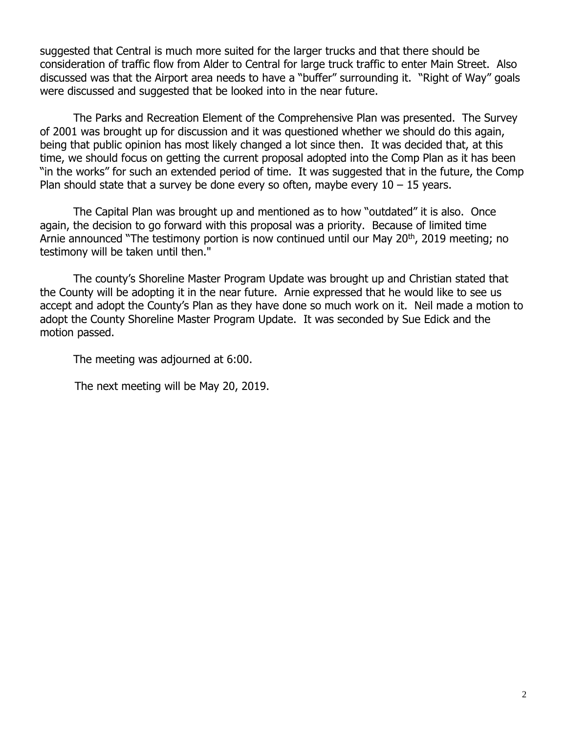suggested that Central is much more suited for the larger trucks and that there should be consideration of traffic flow from Alder to Central for large truck traffic to enter Main Street. Also discussed was that the Airport area needs to have a "buffer" surrounding it. "Right of Way" goals were discussed and suggested that be looked into in the near future.

The Parks and Recreation Element of the Comprehensive Plan was presented. The Survey of 2001 was brought up for discussion and it was questioned whether we should do this again, being that public opinion has most likely changed a lot since then. It was decided that, at this time, we should focus on getting the current proposal adopted into the Comp Plan as it has been "in the works" for such an extended period of time. It was suggested that in the future, the Comp Plan should state that a survey be done every so often, maybe every 10 – 15 years.

The Capital Plan was brought up and mentioned as to how "outdated" it is also. Once again, the decision to go forward with this proposal was a priority. Because of limited time Arnie announced "The testimony portion is now continued until our May 20th, 2019 meeting; no testimony will be taken until then."

The county's Shoreline Master Program Update was brought up and Christian stated that the County will be adopting it in the near future. Arnie expressed that he would like to see us accept and adopt the County's Plan as they have done so much work on it. Neil made a motion to adopt the County Shoreline Master Program Update. It was seconded by Sue Edick and the motion passed.

The meeting was adjourned at 6:00.

The next meeting will be May 20, 2019.